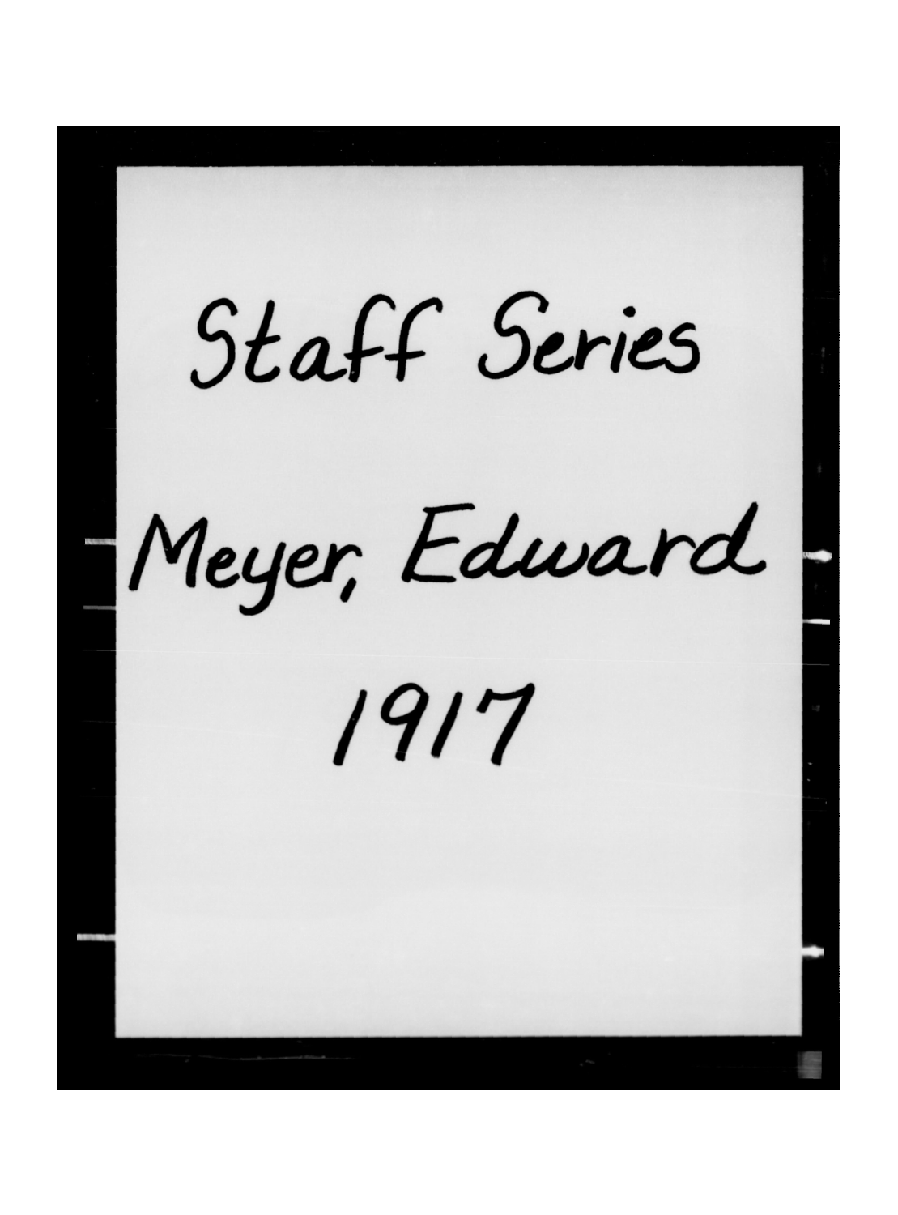Staff Series

Meyer, Edward

1917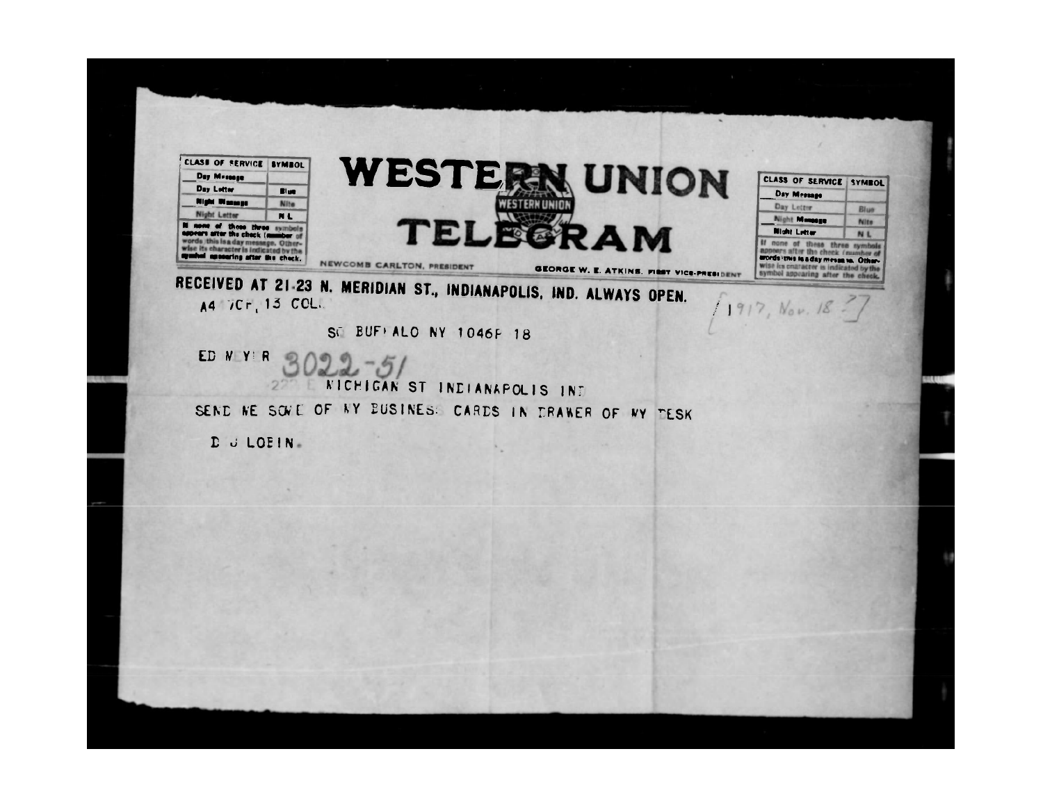# WESTERN UNION TELEGRAM

| CLASS OF SERVICE | SYMBOL |
|---|---|
| Day Message | |
| Day Letter | Blue |
| Night Message | Nite |
| Night Letter | N L |

If none of these three symbols appears after the check (number of words) this is a day message. Otherwise its character is indicated by the symbol appearing after the check.

NEWCOMB CARLTON, PRESIDENT GEORGE W. E. ATKINS, FIRST VICE-PRESIDENT

**RECEIVED AT 21-23 N. MERIDIAN ST., INDIANAPOLIS, IND. ALWAYS OPEN.**

A4 7CF 13 COLL

[1917, Nov. 18 ?]

SO BUFFALO NY 1046P 18

ED MEYER 3022-51

22? E MICHIGAN ST INDIANAPOLIS IND

SEND ME SOME OF MY BUSINESS CARDS IN DRAWER OF MY DESK

D J LOBIN.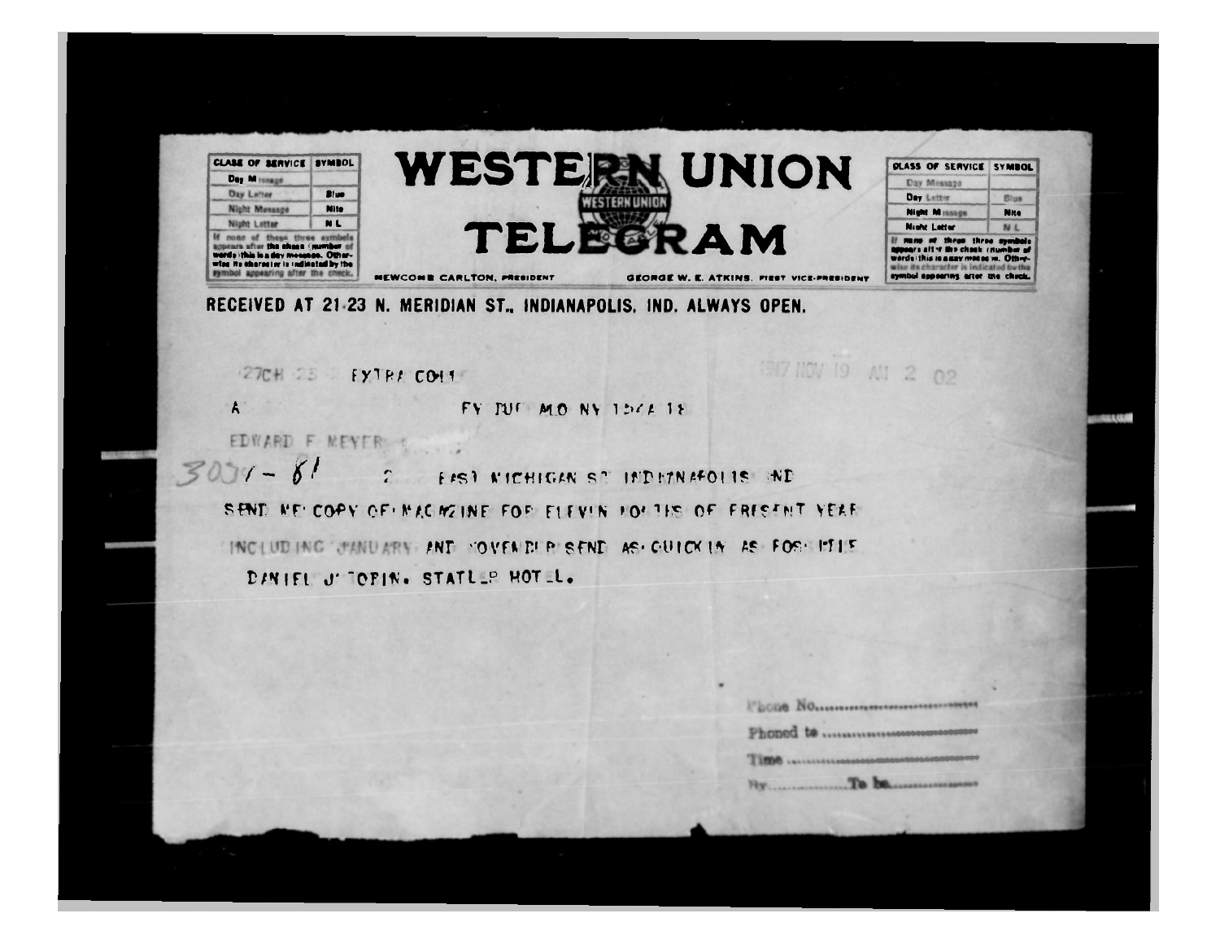| CLASS OF SERVICE | SYMBOL |
|---|---|
| Day Message | |
| Day Letter | Blue |
| Night Message | Nite |
| Night Letter | N L |

If none of these three symbols appears after the check (number of words) this is a day message. Otherwise its character is indicated by the symbol appearing after the check.

# WESTERN UNION TELEGRAM

NEWCOMB CARLTON, PRESIDENT GEORGE W. E. ATKINS, FIRST VICE-PRESIDENT

| CLASS OF SERVICE | SYMBOL |
|---|---|
| Day Message | |
| Day Letter | Blue |
| Night Message | Nite |
| Night Letter | N L |

If none of these three symbols appears after the check (number of words) this is a day message. Otherwise its character is indicated by the symbol appearing after the check.

**RECEIVED AT 21-23 N. MERIDIAN ST., INDIANAPOLIS, IND. ALWAYS OPEN.**

27CH 25 EXTRA COLL 1917 NOV 19 AM 2 02

A FY DUF MO NY 1574 18

EDWARD F MEYER

3039 - 81 2 EAST MICHIGAN ST INDIANAPOLIS IND

SEND ME COPY OF MAGAZINE FOR ELEVEN MONTHS OF PRESENT YEAR

INCLUDING JANUARY AND NOVEMBER SEND AS QUICKLY AS POSSIBLE

DANIEL J TOBIN. STATLER HOTEL.

Phone No.................................

Phoned to .................................

Time .................................

By.................To be.................